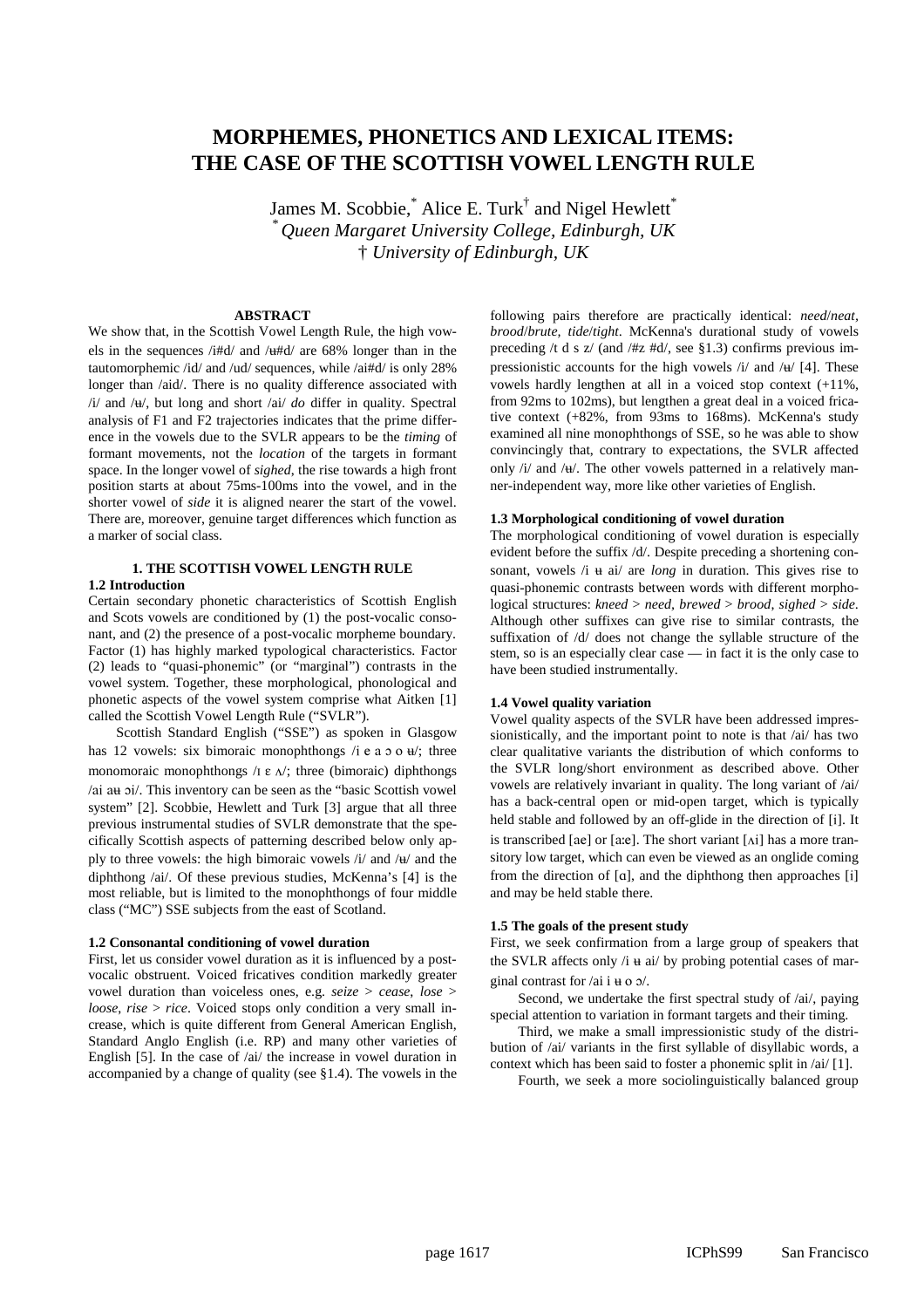# MORPHEMES, PHONETICS AND LEXICAL ITEMS: THE CASE OF THE SCOTTISH VOWEL LENGTH RULE

James M. Scobbie,[*] Alice E. Turk[†] and Nigel Hewlett[*]

[*] *Queen Margaret University College, Edinburgh, UK*

[†] *University of Edinburgh, UK*

## ABSTRACT

We show that, in the Scottish Vowel Length Rule, the high vowels in the sequences /i#d/ and /ʉ#d/ are 68% longer than in the tautomorphemic /id/ and /ud/ sequences, while /ai#d/ is only 28% longer than /aid/. There is no quality difference associated with /i/ and /ʉ/, but long and short /ai/ *do* differ in quality. Spectral analysis of F1 and F2 trajectories indicates that the prime difference in the vowels due to the SVLR appears to be the *timing* of formant movements, not the *location* of the targets in formant space. In the longer vowel of *sighed*, the rise towards a high front position starts at about 75ms-100ms into the vowel, and in the shorter vowel of *side* it is aligned nearer the start of the vowel. There are, moreover, genuine target differences which function as a marker of social class.

## 1. THE SCOTTISH VOWEL LENGTH RULE

### 1.2 Introduction

Certain secondary phonetic characteristics of Scottish English and Scots vowels are conditioned by (1) the post-vocalic consonant, and (2) the presence of a post-vocalic morpheme boundary. Factor (1) has highly marked typological characteristics. Factor (2) leads to "quasi-phonemic" (or "marginal") contrasts in the vowel system. Together, these morphological, phonological and phonetic aspects of the vowel system comprise what Aitken [1] called the Scottish Vowel Length Rule ("SVLR").

Scottish Standard English ("SSE") as spoken in Glasgow has 12 vowels: six bimoraic monophthongs /i e a ɔ o ʉ/; three monomoraic monophthongs /ɪ ɛ ʌ/; three (bimoraic) diphthongs /ai aʉ ɔi/. This inventory can be seen as the "basic Scottish vowel system" [2]. Scobbie, Hewlett and Turk [3] argue that all three previous instrumental studies of SVLR demonstrate that the specifically Scottish aspects of patterning described below only apply to three vowels: the high bimoraic vowels /i/ and /ʉ/ and the diphthong /ai/. Of these previous studies, McKenna's [4] is the most reliable, but is limited to the monophthongs of four middle class ("MC") SSE subjects from the east of Scotland.

### 1.2 Consonantal conditioning of vowel duration

First, let us consider vowel duration as it is influenced by a post-vocalic obstruent. Voiced fricatives condition markedly greater vowel duration than voiceless ones, e.g. *seize* > *cease*, *lose* > *loose*, *rise* > *rice*. Voiced stops only condition a very small increase, which is quite different from General American English, Standard Anglo English (i.e. RP) and many other varieties of English [5]. In the case of /ai/ the increase in vowel duration in accompanied by a change of quality (see §1.4). The vowels in the following pairs therefore are practically identical: *need*/*neat*, *brood*/*brute*, *tide*/*tight*. McKenna's durational study of vowels preceding /t d s z/ (and /#z #d/, see §1.3) confirms previous impressionistic accounts for the high vowels /i/ and /ʉ/ [4]. These vowels hardly lengthen at all in a voiced stop context (+11%, from 92ms to 102ms), but lengthen a great deal in a voiced fricative context (+82%, from 93ms to 168ms). McKenna's study examined all nine monophthongs of SSE, so he was able to show convincingly that, contrary to expectations, the SVLR affected only /i/ and /ʉ/. The other vowels patterned in a relatively manner-independent way, more like other varieties of English.

### 1.3 Morphological conditioning of vowel duration

The morphological conditioning of vowel duration is especially evident before the suffix /d/. Despite preceding a shortening consonant, vowels /i ʉ ai/ are *long* in duration. This gives rise to quasi-phonemic contrasts between words with different morphological structures: *kneed* > *need*, *brewed* > *brood*, *sighed* > *side*. Although other suffixes can give rise to similar contrasts, the suffixation of /d/ does not change the syllable structure of the stem, so is an especially clear case — in fact it is the only case to have been studied instrumentally.

### 1.4 Vowel quality variation

Vowel quality aspects of the SVLR have been addressed impressionistically, and the important point to note is that /ai/ has two clear qualitative variants the distribution of which conforms to the SVLR long/short environment as described above. Other vowels are relatively invariant in quality. The long variant of /ai/ has a back-central open or mid-open target, which is typically held stable and followed by an off-glide in the direction of [i]. It is transcribed [aɘ] or [aːɘ]. The short variant [ʌi] has a more transitory low target, which can even be viewed as an onglide coming from the direction of [ɑ], and the diphthong then approaches [i] and may be held stable there.

### 1.5 The goals of the present study

First, we seek confirmation from a large group of speakers that the SVLR affects only /i ʉ ai/ by probing potential cases of marginal contrast for /ai i ʉ o ɔ/.

Second, we undertake the first spectral study of /ai/, paying special attention to variation in formant targets and their timing.

Third, we make a small impressionistic study of the distribution of /ai/ variants in the first syllable of disyllabic words, a context which has been said to foster a phonemic split in /ai/ [1].

Fourth, we seek a more sociolinguistically balanced group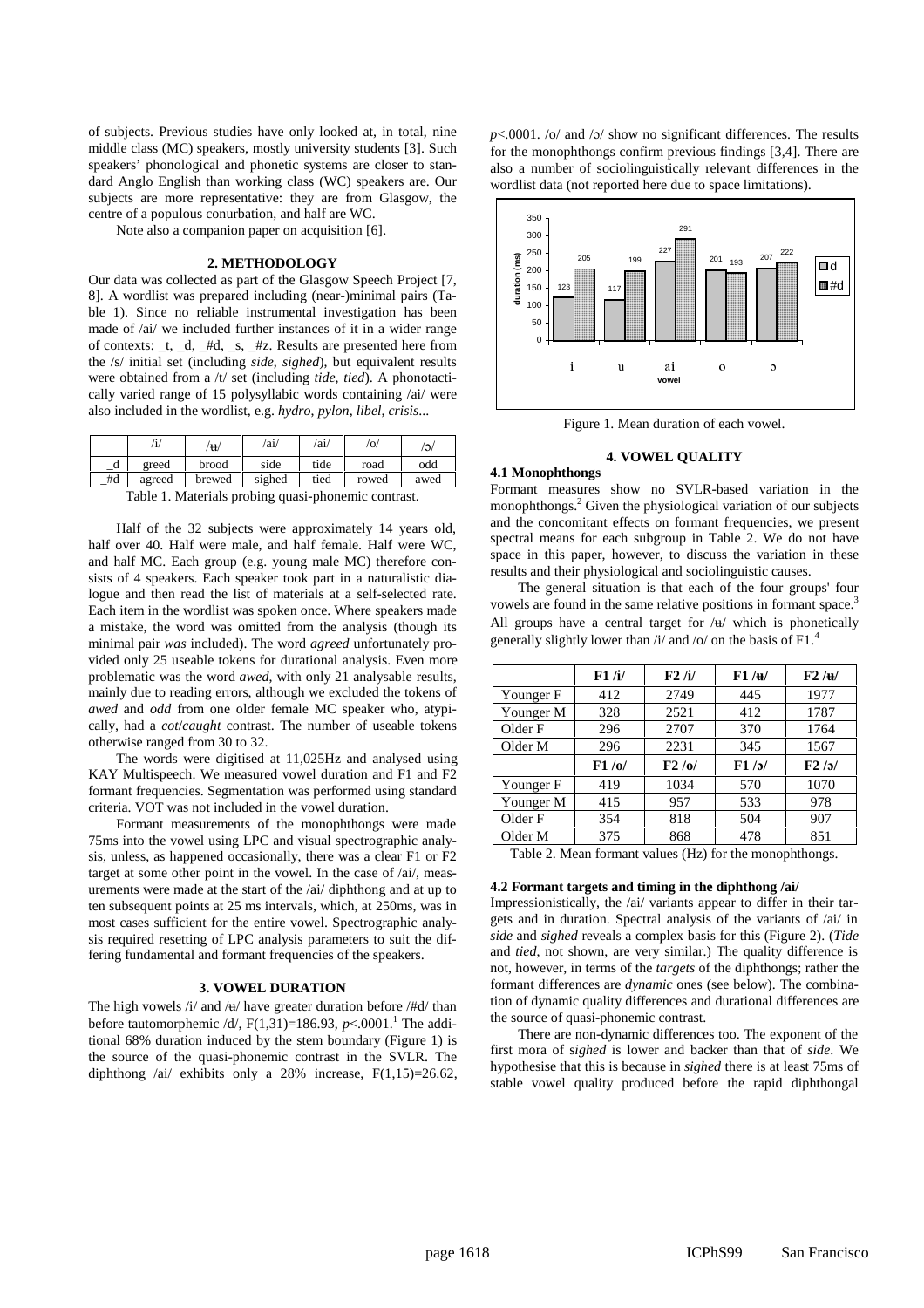of subjects. Previous studies have only looked at, in total, nine middle class (MC) speakers, mostly university students [3]. Such speakers' phonological and phonetic systems are closer to standard Anglo English than working class (WC) speakers are. Our subjects are more representative: they are from Glasgow, the centre of a populous conurbation, and half are WC.

Note also a companion paper on acquisition [6].

## 2. METHODOLOGY

Our data was collected as part of the Glasgow Speech Project [7, 8]. A wordlist was prepared including (near-)minimal pairs (Table 1). Since no reliable instrumental investigation has been made of /ai/ we included further instances of it in a wider range of contexts: _t, _d, _#d, _s, _#z. Results are presented here from the /s/ initial set (including *side*, *sighed*), but equivalent results were obtained from a /t/ set (including *tide*, *tied*). A phonotactically varied range of 15 polysyllabic words containing /ai/ were also included in the wordlist, e.g. *hydro*, *pylon*, *libel*, *crisis*...

| | /i/ | /ʉ/ | /ai/ | /ai/ | /o/ | /ɔ/ |
|---|---|---|---|---|---|---|
| _d | greed | brood | side | tide | road | odd |
| _#d | agreed | brewed | sighed | tied | rowed | awed |

Table 1. Materials probing quasi-phonemic contrast.

Half of the 32 subjects were approximately 14 years old, half over 40. Half were male, and half female. Half were WC, and half MC. Each group (e.g. young male MC) therefore consists of 4 speakers. Each speaker took part in a naturalistic dialogue and then read the list of materials at a self-selected rate. Each item in the wordlist was spoken once. Where speakers made a mistake, the word was omitted from the analysis (though its minimal pair *was* included). The word *agreed* unfortunately provided only 25 useable tokens for durational analysis. Even more problematic was the word *awed*, with only 21 analysable results, mainly due to reading errors, although we excluded the tokens of *awed* and *odd* from one older female MC speaker who, atypically, had a *cot*/*caught* contrast. The number of useable tokens otherwise ranged from 30 to 32.

The words were digitised at 11,025Hz and analysed using KAY Multispeech. We measured vowel duration and F1 and F2 formant frequencies. Segmentation was performed using standard criteria. VOT was not included in the vowel duration.

Formant measurements of the monophthongs were made 75ms into the vowel using LPC and visual spectrographic analysis, unless, as happened occasionally, there was a clear F1 or F2 target at some other point in the vowel. In the case of /ai/, measurements were made at the start of the /ai/ diphthong and at up to ten subsequent points at 25 ms intervals, which, at 250ms, was in most cases sufficient for the entire vowel. Spectrographic analysis required resetting of LPC analysis parameters to suit the differing fundamental and formant frequencies of the speakers.

## 3. VOWEL DURATION

The high vowels /i/ and /ʉ/ have greater duration before /#d/ than before tautomorphemic /d/, $F(1,31)=186.93$, $p<.0001$.[1] The additional 68% duration induced by the stem boundary (Figure 1) is the source of the quasi-phonemic contrast in the SVLR. The diphthong /ai/ exhibits only a 28% increase, $F(1,15)=26.62$, $p<.0001$. /o/ and /ɔ/ show no significant differences. The results for the monophthongs confirm previous findings [3,4]. There are also a number of sociolinguistically relevant differences in the wordlist data (not reported here due to space limitations).

Figure 1. Mean duration of each vowel.

## 4. VOWEL QUALITY

### 4.1 Monophthongs

Formant measures show no SVLR-based variation in the monophthongs.[2] Given the physiological variation of our subjects and the concomitant effects on formant frequencies, we present spectral means for each subgroup in Table 2. We do not have space in this paper, however, to discuss the variation in these results and their physiological and sociolinguistic causes.

The general situation is that each of the four groups' four vowels are found in the same relative positions in formant space.[3] All groups have a central target for /ʉ/ which is phonetically generally slightly lower than /i/ and /o/ on the basis of F1.[4]

| | F1 /i/ | F2 /i/ | F1 /ʉ/ | F2 /ʉ/ |
|---|---|---|---|---|
| Younger F | 412 | 2749 | 445 | 1977 |
| Younger M | 328 | 2521 | 412 | 1787 |
| Older F | 296 | 2707 | 370 | 1764 |
| Older M | 296 | 2231 | 345 | 1567 |
| | **F1 /o/** | **F2 /o/** | **F1 /ɔ/** | **F2 /ɔ/** |
| Younger F | 419 | 1034 | 570 | 1070 |
| Younger M | 415 | 957 | 533 | 978 |
| Older F | 354 | 818 | 504 | 907 |
| Older M | 375 | 868 | 478 | 851 |

Table 2. Mean formant values (Hz) for the monophthongs.

### 4.2 Formant targets and timing in the diphthong /ai/

Impressionistically, the /ai/ variants appear to differ in their targets and in duration. Spectral analysis of the variants of /ai/ in *side* and *sighed* reveals a complex basis for this (Figure 2). (*Tide* and *tied*, not shown, are very similar.) The quality difference is not, however, in terms of the *targets* of the diphthongs; rather the formant differences are *dynamic* ones (see below). The combination of dynamic quality differences and durational differences are the source of quasi-phonemic contrast.

There are non-dynamic differences too. The exponent of the first mora of *sighed* is lower and backer than that of *side*. We hypothesise that this is because in *sighed* there is at least 75ms of stable vowel quality produced before the rapid diphthongal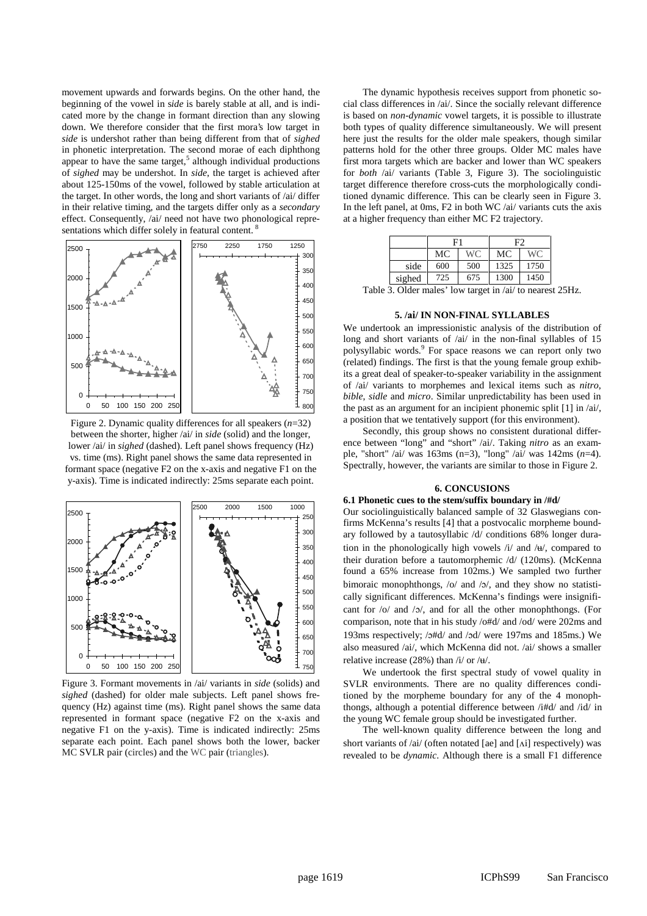movement upwards and forwards begins. On the other hand, the beginning of the vowel in *side* is barely stable at all, and is indicated more by the change in formant direction than any slowing down. We therefore consider that the first mora's low target in *side* is undershot rather than being different from that of *sighed* in phonetic interpretation. The second morae of each diphthong appear to have the same target,[5] although individual productions of *sighed* may be undershot. In *side*, the target is achieved after about 125-150ms of the vowel, followed by stable articulation at the target. In other words, the long and short variants of /ai/ differ in their relative timing, and the targets differ only as a *secondary* effect. Consequently, /ai/ need not have two phonological representations which differ solely in featural content.[8]

Figure 2. Dynamic quality differences for all speakers (*n*=32) between the shorter, higher /ai/ in *side* (solid) and the longer, lower /ai/ in *sighed* (dashed). Left panel shows frequency (Hz) vs. time (ms). Right panel shows the same data represented in formant space (negative F2 on the x-axis and negative F1 on the y-axis). Time is indicated indirectly: 25ms separate each point.

Figure 3. Formant movements in /ai/ variants in *side* (solids) and *sighed* (dashed) for older male subjects. Left panel shows frequency (Hz) against time (ms). Right panel shows the same data represented in formant space (negative F2 on the x-axis and negative F1 on the y-axis). Time is indicated indirectly: 25ms separate each point. Each panel shows both the lower, backer MC SVLR pair (circles) and the WC pair (triangles).

The dynamic hypothesis receives support from phonetic social class differences in /ai/. Since the socially relevant difference is based on *non-dynamic* vowel targets, it is possible to illustrate both types of quality difference simultaneously. We will present here just the results for the older male speakers, though similar patterns hold for the other three groups. Older MC males have first mora targets which are backer and lower than WC speakers for *both* /ai/ variants (Table 3, Figure 3). The sociolinguistic target difference therefore cross-cuts the morphologically conditioned dynamic difference. This can be clearly seen in Figure 3. In the left panel, at 0ms, F2 in both WC /ai/ variants cuts the axis at a higher frequency than either MC F2 trajectory.

| | F1 | | F2 | |
|---|---|---|---|---|
| | MC | WC | MC | WC |
| side | 600 | 500 | 1325 | 1750 |
| sighed | 725 | 675 | 1300 | 1450 |

Table 3. Older males' low target in /ai/ to nearest 25Hz.

## 5. /ai/ IN NON-FINAL SYLLABLES

We undertook an impressionistic analysis of the distribution of long and short variants of /ai/ in the non-final syllables of 15 polysyllabic words.[9] For space reasons we can report only two (related) findings. The first is that the young female group exhibits a great deal of speaker-to-speaker variability in the assignment of /ai/ variants to morphemes and lexical items such as *nitro*, *bible*, *sidle* and *micro*. Similar unpredictability has been used in the past as an argument for an incipient phonemic split [1] in /ai/, a position that we tentatively support (for this environment).

Secondly, this group shows no consistent durational difference between "long" and "short" /ai/. Taking *nitro* as an example, "short" /ai/ was 163ms (n=3), "long" /ai/ was 142ms (*n*=4). Spectrally, however, the variants are similar to those in Figure 2.

## 6. CONCUSIONS

### 6.1 Phonetic cues to the stem/suffix boundary in /#d/

Our sociolinguistically balanced sample of 32 Glaswegians confirms McKenna's results [4] that a postvocalic morpheme boundary followed by a tautosyllabic /d/ conditions 68% longer duration in the phonologically high vowels /i/ and /ʉ/, compared to their duration before a tautomorphemic /d/ (120ms). (McKenna found a 65% increase from 102ms.) We sampled two further bimoraic monophthongs, /o/ and /ɔ/, and they show no statistically significant differences. McKenna's findings were insignificant for /o/ and /ɔ/, and for all the other monophthongs. (For comparison, note that in his study /o#d/ and /od/ were 202ms and 193ms respectively; /ɔ#d/ and /ɔd/ were 197ms and 185ms.) We also measured /ai/, which McKenna did not. /ai/ shows a smaller relative increase (28%) than /i/ or /ʉ/.

We undertook the first spectral study of vowel quality in SVLR environments. There are no quality differences conditioned by the morpheme boundary for any of the 4 monophthongs, although a potential difference between /i#d/ and /id/ in the young WC female group should be investigated further.

The well-known quality difference between the long and short variants of /ai/ (often notated [ae] and [ʌi] respectively) was revealed to be *dynamic*. Although there is a small F1 difference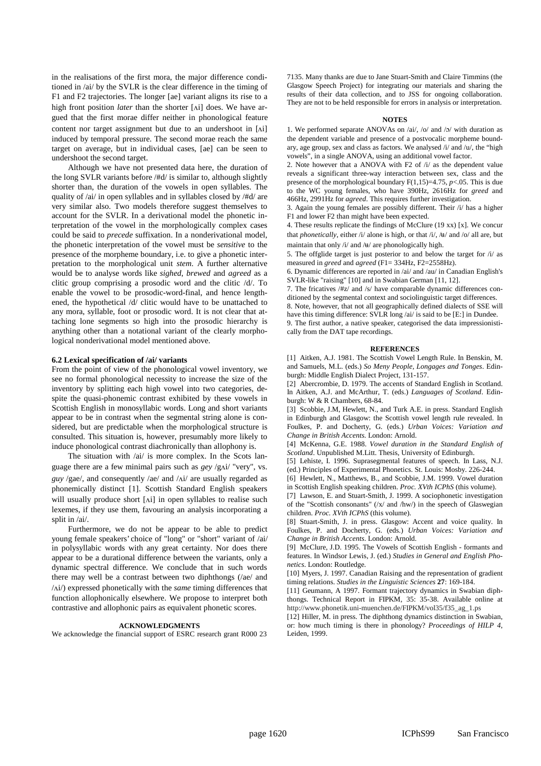in the realisations of the first mora, the major difference conditioned in /ai/ by the SVLR is the clear difference in the timing of F1 and F2 trajectories. The longer [ae] variant aligns its rise to a high front position *later* than the shorter [ʌi] does. We have argued that the first morae differ neither in phonological feature content nor target assignment but due to an undershoot in [ʌi] induced by temporal pressure. The second morae reach the same target on average, but in individual cases, [ae] can be seen to undershoot the second target.

Although we have not presented data here, the duration of the long SVLR variants before /#d/ is similar to, although slightly shorter than, the duration of the vowels in open syllables. The quality of /ai/ in open syllables and in syllables closed by /#d/ are very similar also. Two models therefore suggest themselves to account for the SVLR. In a derivational model the phonetic interpretation of the vowel in the morphologically complex cases could be said to *precede* suffixation. In a nonderivational model, the phonetic interpretation of the vowel must be *sensitive* to the presence of the morpheme boundary, i.e. to give a phonetic interpretation to the morphological unit *stem*. A further alternative would be to analyse words like *sighed*, *brewed* and *agreed* as a clitic group comprising a prosodic word and the clitic /d/. To enable the vowel to be prosodic-word-final, and hence lengthened, the hypothetical /d/ clitic would have to be unattached to any mora, syllable, foot or prosodic word. It is not clear that attaching lone segments so high into the prosodic hierarchy is anything other than a notational variant of the clearly morphological nonderivational model mentioned above.

### 6.2 Lexical specification of /ai/ variants

From the point of view of the phonological vowel inventory, we see no formal phonological necessity to increase the size of the inventory by splitting each high vowel into two categories, despite the quasi-phonemic contrast exhibited by these vowels in Scottish English in monosyllabic words. Long and short variants appear to be in contrast when the segmental string alone is considered, but are predictable when the morphological structure is consulted. This situation is, however, presumably more likely to induce phonological contrast diachronically than allophony is.

The situation with /ai/ is more complex. In the Scots language there are a few minimal pairs such as *gey* /gʌi/ "very", vs. *guy* /gae/, and consequently /ae/ and /ʌi/ are usually regarded as phonemically distinct [1]. Scottish Standard English speakers will usually produce short [ʌi] in open syllables to realise such lexemes, if they use them, favouring an analysis incorporating a split in /ai/.

Furthermore, we do not be appear to be able to predict young female speakers' choice of "long" or "short" variant of /ai/ in polysyllabic words with any great certainty. Nor does there appear to be a durational difference between the variants, only a dynamic spectral difference. We conclude that in such words there may well be a contrast between two diphthongs (/ae/ and /ʌi/) expressed phonetically with the *same* timing differences that function allophonically elsewhere. We propose to interpret both contrastive and allophonic pairs as equivalent phonetic scores.

#### ACKNOWLEDGMENTS

We acknowledge the financial support of ESRC research grant R000 23 7135. Many thanks are due to Jane Stuart-Smith and Claire Timmins (the Glasgow Speech Project) for integrating our materials and sharing the results of their data collection, and to JSS for ongoing collaboration. They are not to be held responsible for errors in analysis or interpretation.

#### NOTES

1. We performed separate ANOVAs on /ai/, /o/ and /ɔ/ with duration as the dependent variable and presence of a postvocalic morpheme boundary, age group, sex and class as factors. We analysed /i/ and /u/, the "high vowels", in a single ANOVA, using an additional vowel factor.

2. Note however that a ANOVA with F2 of /i/ as the dependent value reveals a significant three-way interaction between sex, class and the presence of the morphological boundary $F(1,15)=4.75$, $p<.05$. This is due to the WC young females, who have 390Hz, 2616Hz for *greed* and 466Hz, 2991Hz for *agreed*. This requires further investigation.

3. Again the young females are possibly different. Their /i/ has a higher F1 and lower F2 than might have been expected.

4. These results replicate the findings of McClure (19 xx) [x]. We concur that *phonetically*, either /i/ alone is high, or that /i/, /ʉ/ and /o/ all are, but maintain that only /i/ and /ʉ/ are phonologically high.

5. The offglide target is just posterior to and below the target for /i/ as measured in *greed* and *agreed* (F1= 334Hz, F2=2558Hz).

6. Dynamic differences are reported in /ai/ and /au/ in Canadian English's SVLR-like "raising" [10] and in Swabian German [11, 12].

7. The fricatives /#z/ and /s/ have comparable dynamic differences conditioned by the segmental context and sociolinguistic target differences.

8. Note, however, that not all geographically defined dialects of SSE will have this timing difference: SVLR long /ai/ is said to be [E:] in Dundee.

9. The first author, a native speaker, categorised the data impressionistically from the DAT tape recordings.

#### REFERENCES

[1] Aitken, A.J. 1981. The Scottish Vowel Length Rule. In Benskin, M. and Samuels, M.L. (eds.) *So Meny People, Longages and Tonges*. Edinburgh: Middle English Dialect Project, 131-157.

[2] Abercrombie, D. 1979. The accents of Standard English in Scotland. In Aitken, A.J. and McArthur, T. (eds.) *Languages of Scotland*. Edinburgh: W & R Chambers, 68-84.

[3] Scobbie, J.M, Hewlett, N., and Turk A.E. in press. Standard English in Edinburgh and Glasgow: the Scottish vowel length rule revealed. In Foulkes, P. and Docherty, G. (eds.) *Urban Voices: Variation and Change in British Accents*. London: Arnold.

[4] McKenna, G.E. 1988. *Vowel duration in the Standard English of Scotland*. Unpublished M.Litt. Thesis, University of Edinburgh.

[5] Lehiste, I. 1996. Suprasegmental features of speech. In Lass, N.J. (ed.) Principles of Experimental Phonetics. St. Louis: Mosby. 226-244.

[6] Hewlett, N., Matthews, B., and Scobbie, J.M. 1999. Vowel duration in Scottish English speaking children. *Proc. XVth ICPhS* (this volume).

[7] Lawson, E. and Stuart-Smith, J. 1999. A sociophonetic investigation of the "Scottish consonants" (/x/ and /hw/) in the speech of Glaswegian children. *Proc. XVth ICPhS* (this volume).

[8] Stuart-Smith, J. in press. Glasgow: Accent and voice quality. In Foulkes, P. and Docherty, G. (eds.) *Urban Voices: Variation and Change in British Accents*. London: Arnold.

[9] McClure, J.D. 1995. The Vowels of Scottish English - formants and features. In Windsor Lewis, J. (ed.) *Studies in General and English Phonetics*. London: Routledge.

[10] Myers, J. 1997. Canadian Raising and the representation of gradient timing relations. *Studies in the Linguistic Sciences* **27**: 169-184.

[11] Geumann, A 1997. Formant trajectory dynamics in Swabian diphthongs. Technical Report in FIPKM, 35: 35-38. Available online at http://www.phonetik.uni-muenchen.de/FIPKM/vol35/f35_ag_1.ps

[12] Hiller, M. in press. The diphthong dynamics distinction in Swabian, or: how much timing is there in phonology? *Proceedings of HILP 4*, Leiden, 1999.